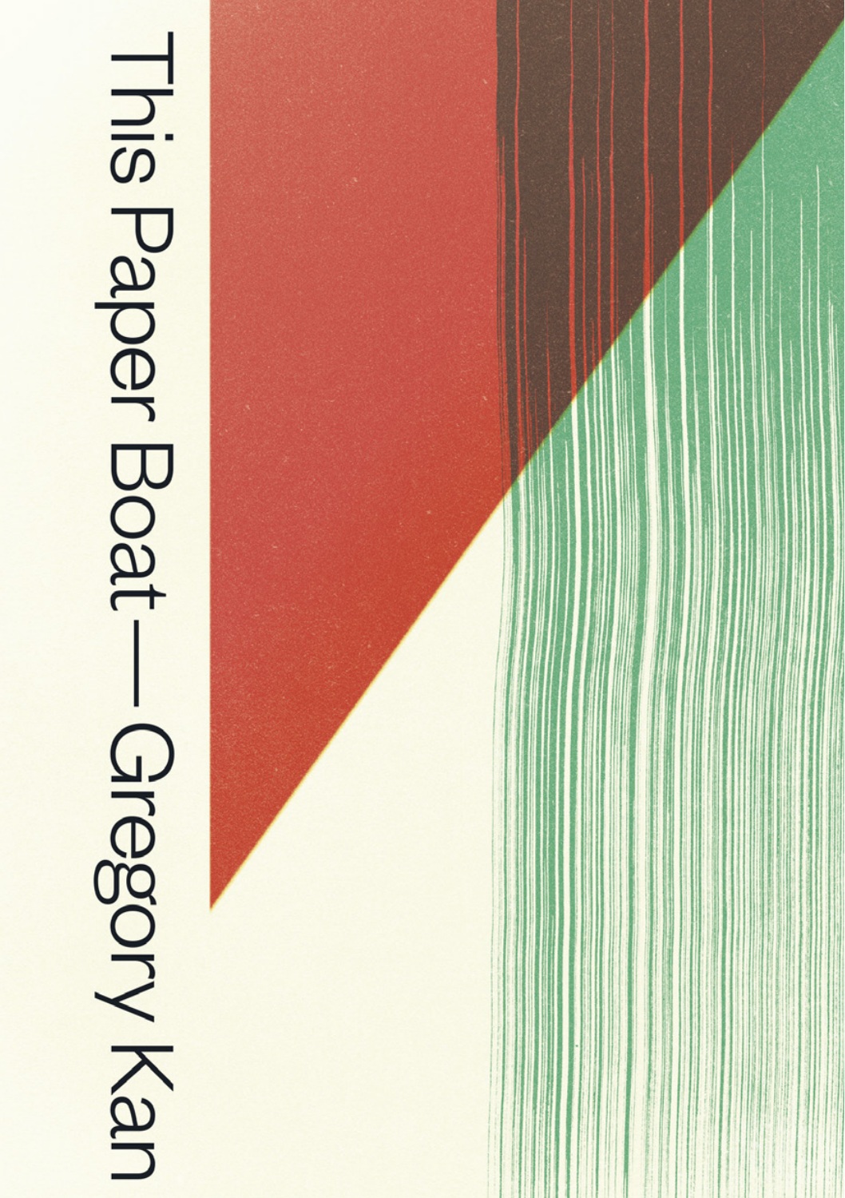# This Paper Boat — Gregory Kan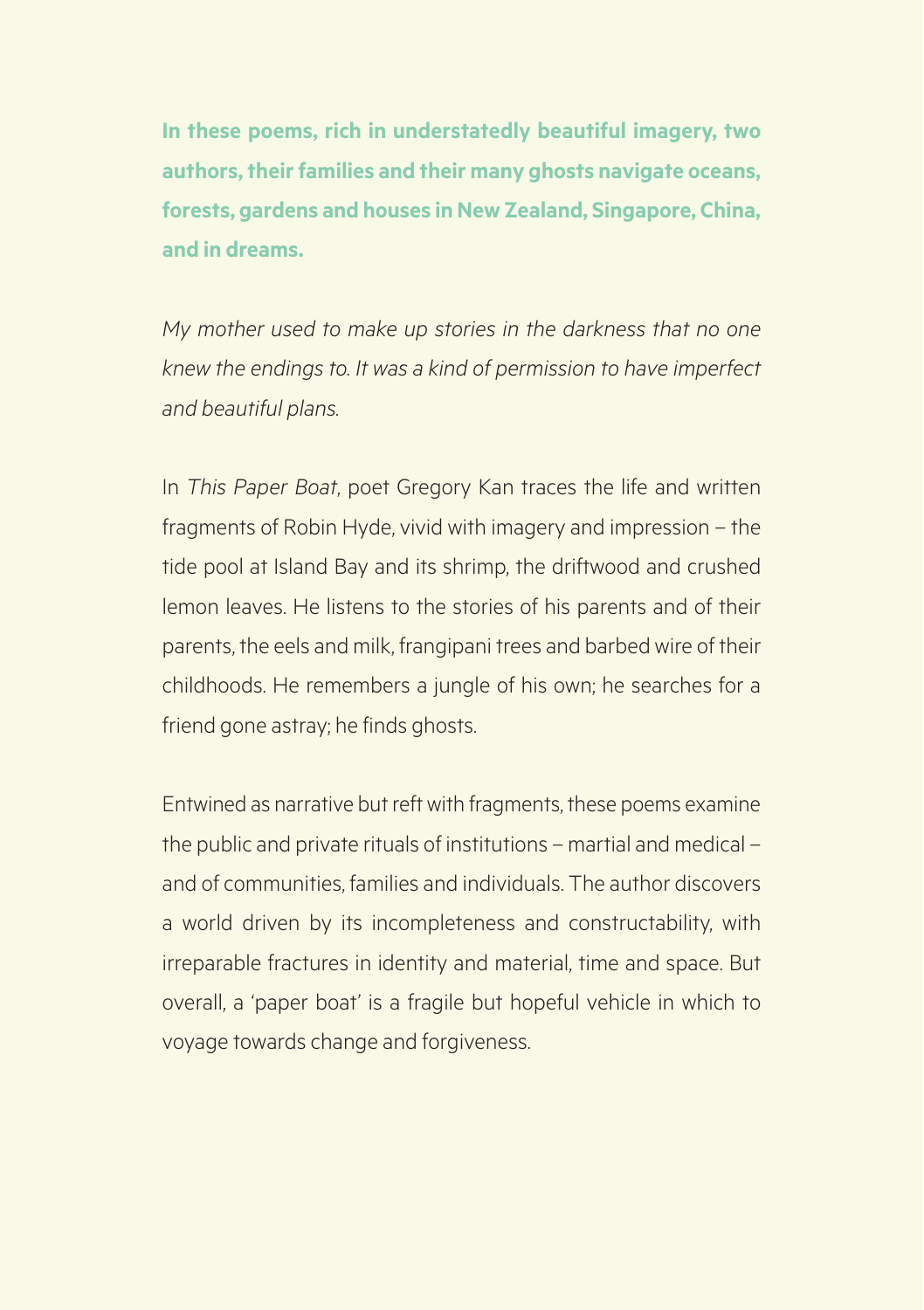**In these poems, rich in understatedly beautiful imagery, two authors, their families and their many ghosts navigate oceans, forests, gardens and houses in New Zealand, Singapore, China, and in dreams.**

*My mother used to make up stories in the darkness that no one knew the endings to. It was a kind of permission to have imperfect and beautiful plans.*

In *This Paper Boat*, poet Gregory Kan traces the life and written fragments of Robin Hyde, vivid with imagery and impression – the tide pool at Island Bay and its shrimp, the driftwood and crushed lemon leaves. He listens to the stories of his parents and of their parents, the eels and milk, frangipani trees and barbed wire of their childhoods. He remembers a jungle of his own; he searches for a friend gone astray; he finds ghosts.

Entwined as narrative but reft with fragments, these poems examine the public and private rituals of institutions – martial and medical – and of communities, families and individuals. The author discovers a world driven by its incompleteness and constructability, with irreparable fractures in identity and material, time and space. But overall, a 'paper boat' is a fragile but hopeful vehicle in which to voyage towards change and forgiveness.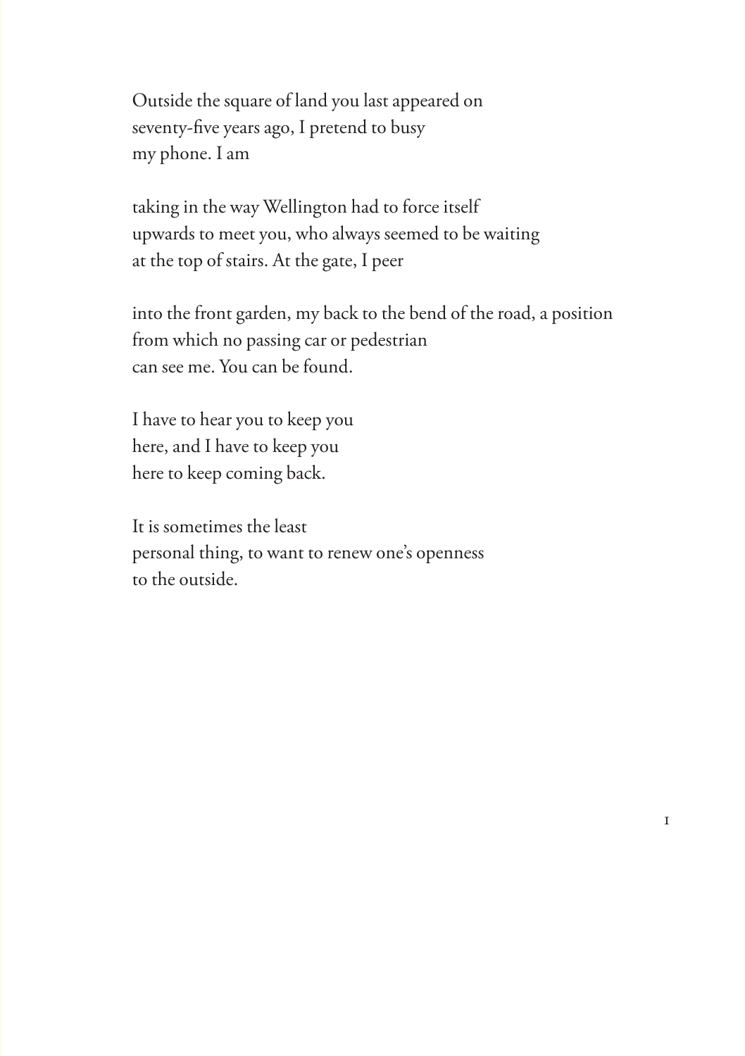Outside the square of land you last appeared on  
seventy-five years ago, I pretend to busy  
my phone. I am

taking in the way Wellington had to force itself  
upwards to meet you, who always seemed to be waiting  
at the top of stairs. At the gate, I peer

into the front garden, my back to the bend of the road, a position  
from which no passing car or pedestrian  
can see me. You can be found.

I have to hear you to keep you  
here, and I have to keep you  
here to keep coming back.

It is sometimes the least  
personal thing, to want to renew one's openness  
to the outside.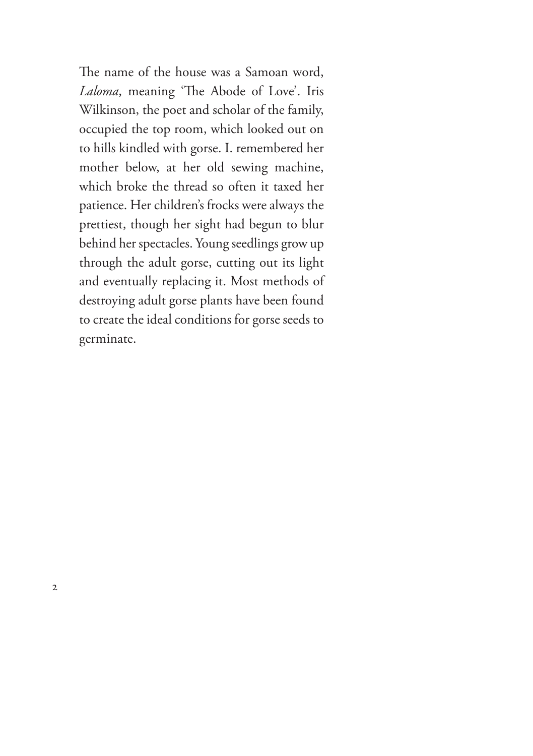The name of the house was a Samoan word, *Laloma*, meaning 'The Abode of Love'. Iris Wilkinson, the poet and scholar of the family, occupied the top room, which looked out on to hills kindled with gorse. I. remembered her mother below, at her old sewing machine, which broke the thread so often it taxed her patience. Her children's frocks were always the prettiest, though her sight had begun to blur behind her spectacles. Young seedlings grow up through the adult gorse, cutting out its light and eventually replacing it. Most methods of destroying adult gorse plants have been found to create the ideal conditions for gorse seeds to germinate.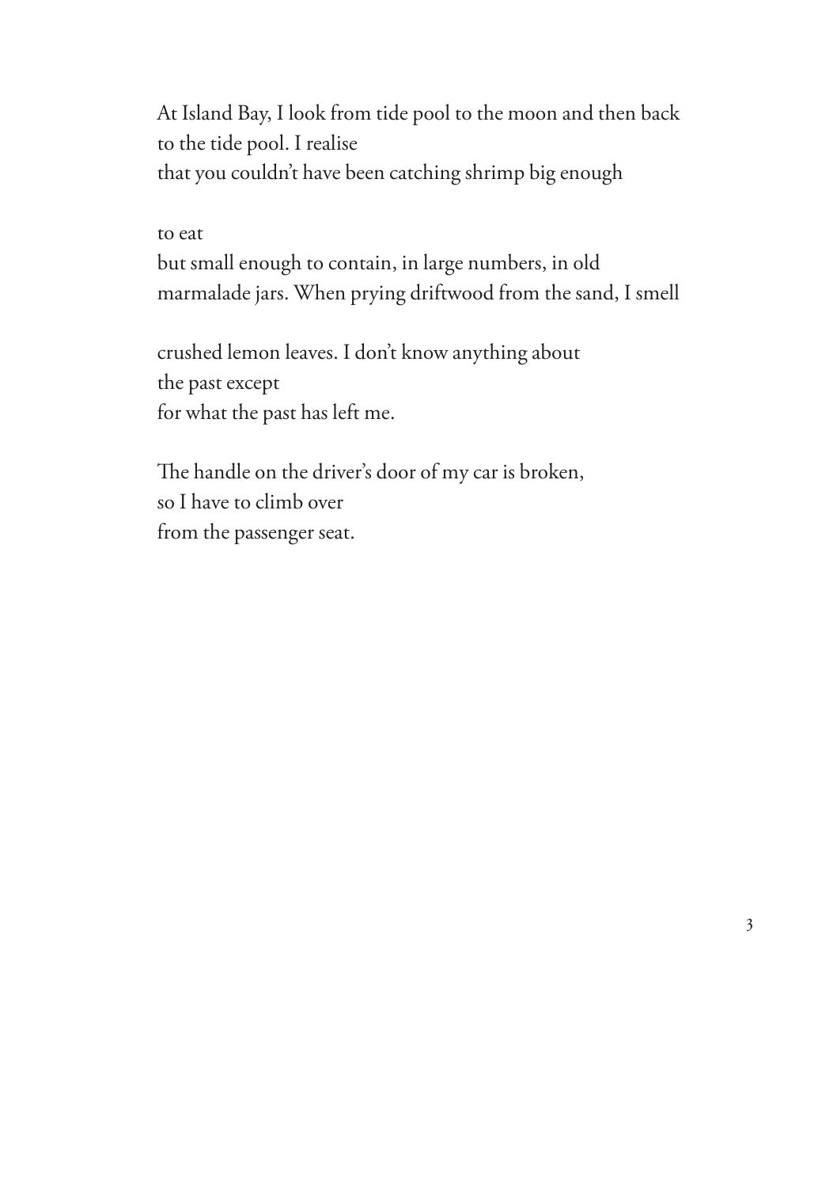At Island Bay, I look from tide pool to the moon and then back
to the tide pool. I realise
that you couldn't have been catching shrimp big enough

to eat
but small enough to contain, in large numbers, in old
marmalade jars. When prying driftwood from the sand, I smell

crushed lemon leaves. I don't know anything about
the past except
for what the past has left me.

The handle on the driver's door of my car is broken,
so I have to climb over
from the passenger seat.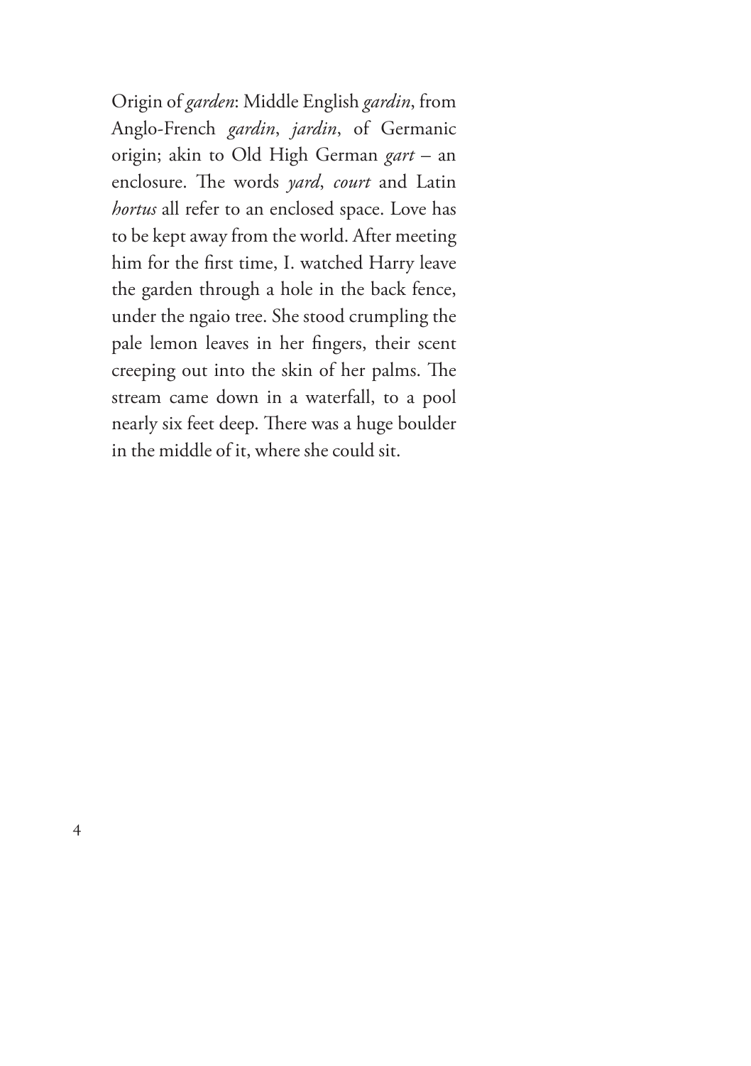Origin of *garden*: Middle English *gardin*, from Anglo-French *gardin*, *jardin*, of Germanic origin; akin to Old High German *gart* – an enclosure. The words *yard*, *court* and Latin *hortus* all refer to an enclosed space. Love has to be kept away from the world. After meeting him for the first time, I. watched Harry leave the garden through a hole in the back fence, under the ngaio tree. She stood crumpling the pale lemon leaves in her fingers, their scent creeping out into the skin of her palms. The stream came down in a waterfall, to a pool nearly six feet deep. There was a huge boulder in the middle of it, where she could sit.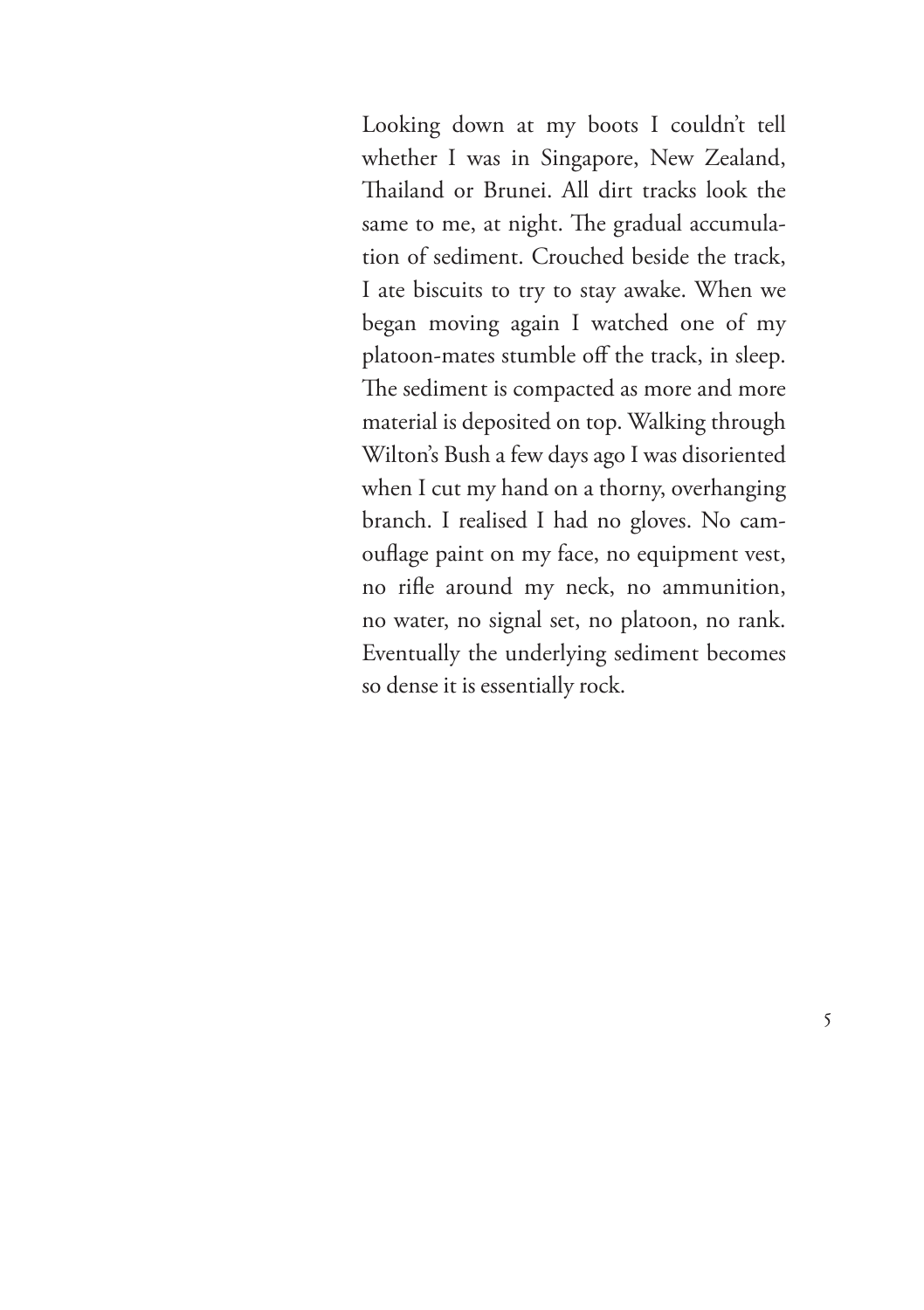Looking down at my boots I couldn't tell whether I was in Singapore, New Zealand, Thailand or Brunei. All dirt tracks look the same to me, at night. The gradual accumulation of sediment. Crouched beside the track, I ate biscuits to try to stay awake. When we began moving again I watched one of my platoon-mates stumble off the track, in sleep. The sediment is compacted as more and more material is deposited on top. Walking through Wilton's Bush a few days ago I was disoriented when I cut my hand on a thorny, overhanging branch. I realised I had no gloves. No camouflage paint on my face, no equipment vest, no rifle around my neck, no ammunition, no water, no signal set, no platoon, no rank. Eventually the underlying sediment becomes so dense it is essentially rock.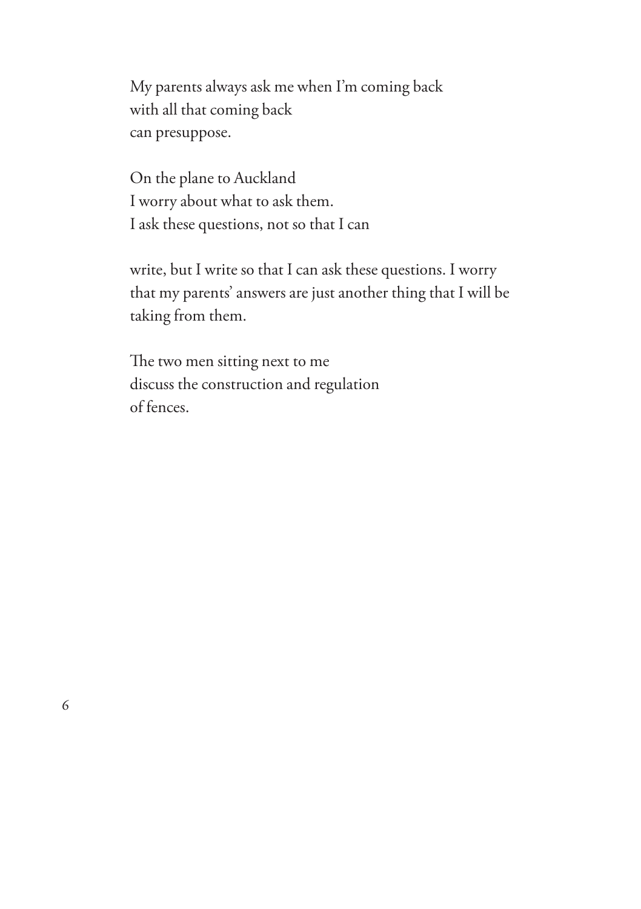My parents always ask me when I'm coming back  
with all that coming back  
can presuppose.

On the plane to Auckland  
I worry about what to ask them.  
I ask these questions, not so that I can

write, but I write so that I can ask these questions. I worry that my parents' answers are just another thing that I will be taking from them.

The two men sitting next to me  
discuss the construction and regulation  
of fences.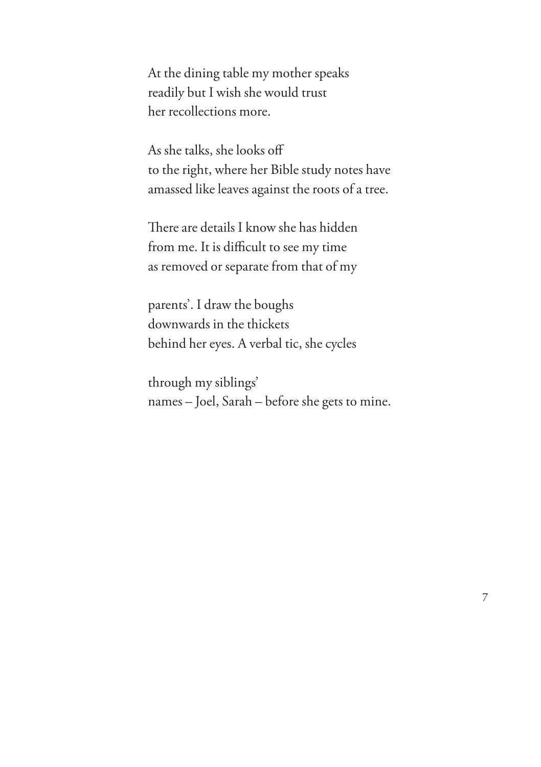At the dining table my mother speaks
readily but I wish she would trust
her recollections more.

As she talks, she looks off
to the right, where her Bible study notes have
amassed like leaves against the roots of a tree.

There are details I know she has hidden
from me. It is difficult to see my time
as removed or separate from that of my

parents'. I draw the boughs
downwards in the thickets
behind her eyes. A verbal tic, she cycles

through my siblings'
names – Joel, Sarah – before she gets to mine.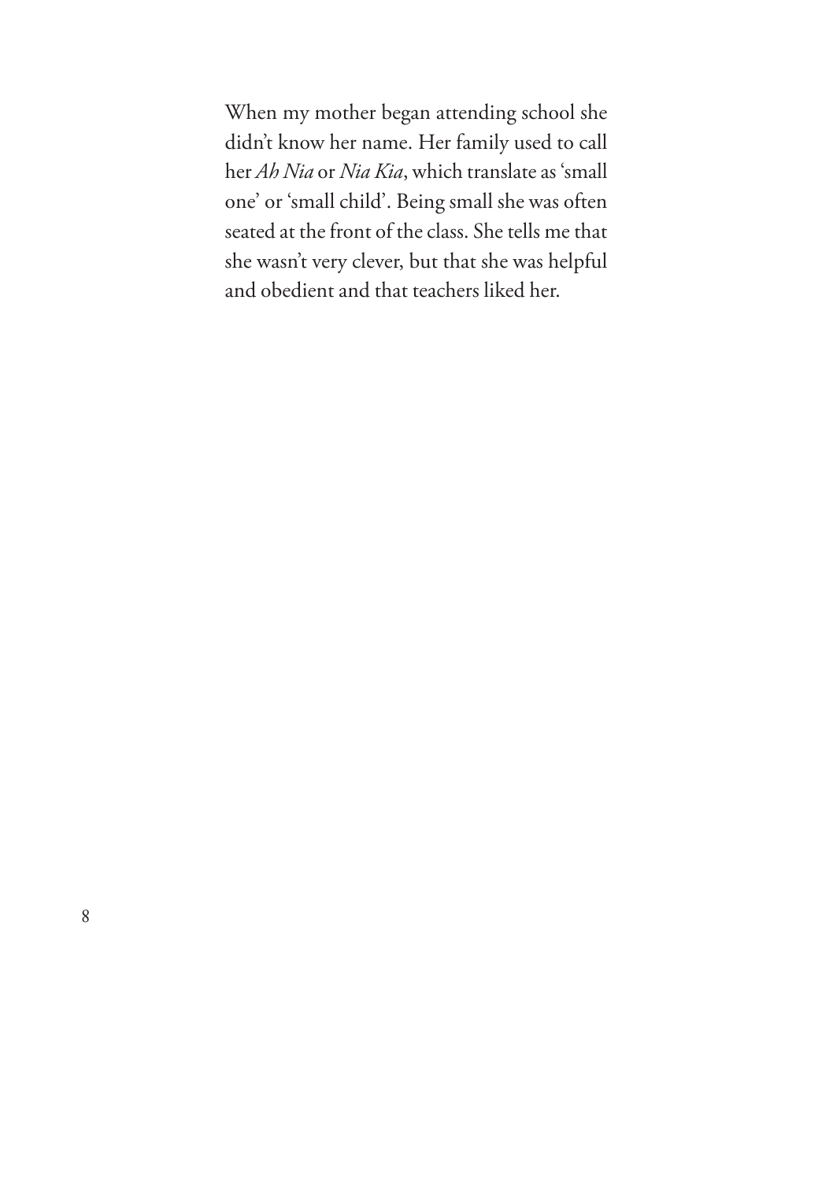When my mother began attending school she didn't know her name. Her family used to call her *Ah Nia* or *Nia Kia*, which translate as 'small one' or 'small child'. Being small she was often seated at the front of the class. She tells me that she wasn't very clever, but that she was helpful and obedient and that teachers liked her.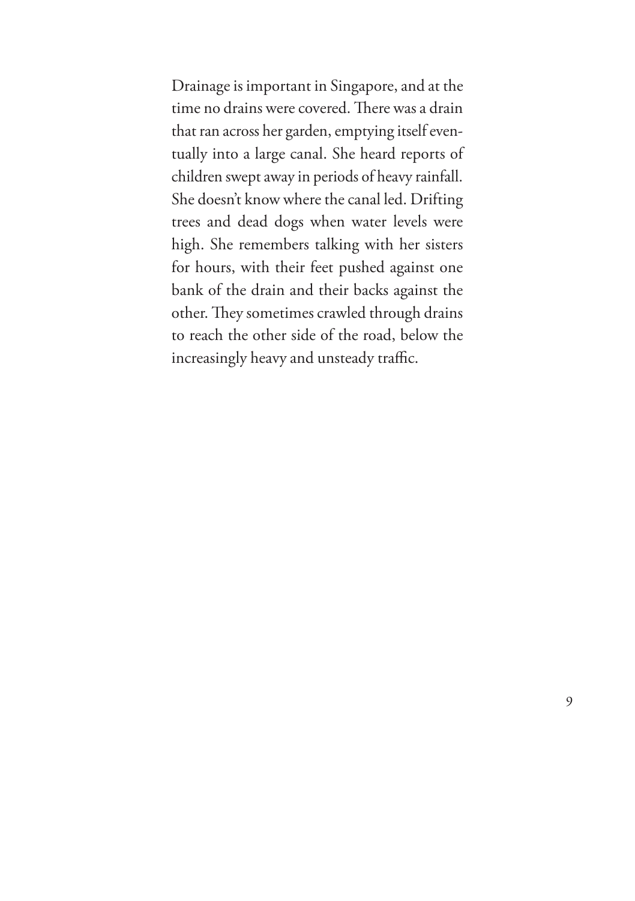Drainage is important in Singapore, and at the time no drains were covered. There was a drain that ran across her garden, emptying itself eventually into a large canal. She heard reports of children swept away in periods of heavy rainfall. She doesn't know where the canal led. Drifting trees and dead dogs when water levels were high. She remembers talking with her sisters for hours, with their feet pushed against one bank of the drain and their backs against the other. They sometimes crawled through drains to reach the other side of the road, below the increasingly heavy and unsteady traffic.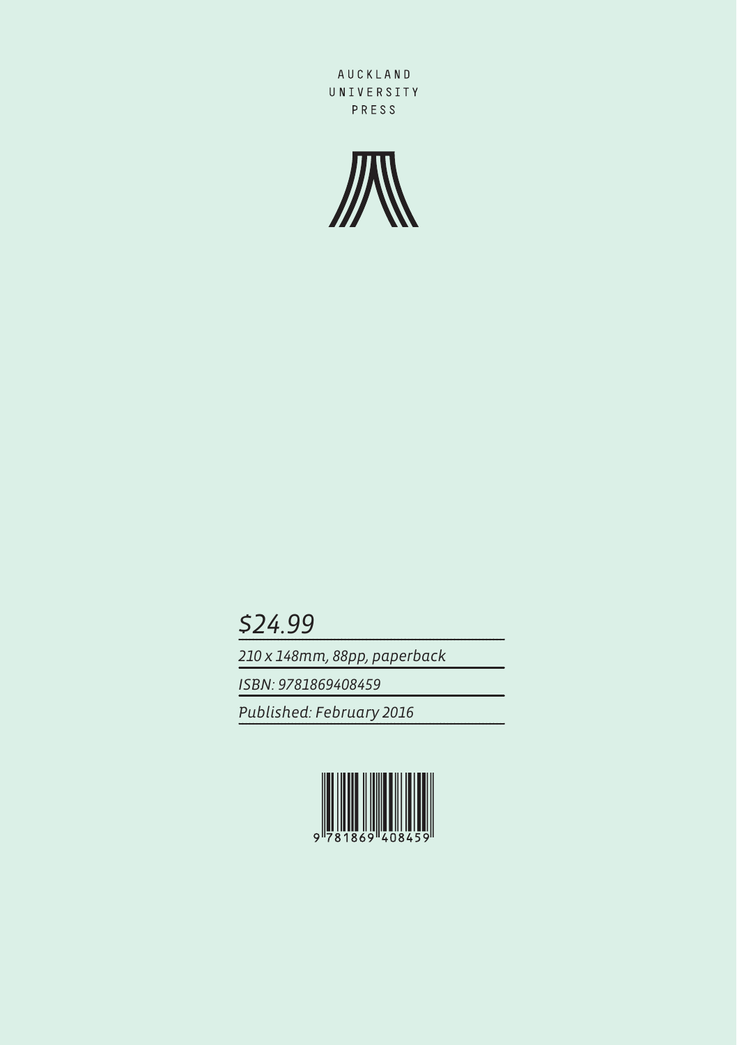AUCKLAND
UNIVERSITY
PRESS

*$24.99*

*210 x 148mm, 88pp, paperback*

*ISBN: 9781869408459*

*Published: February 2016*

9 781869 408459